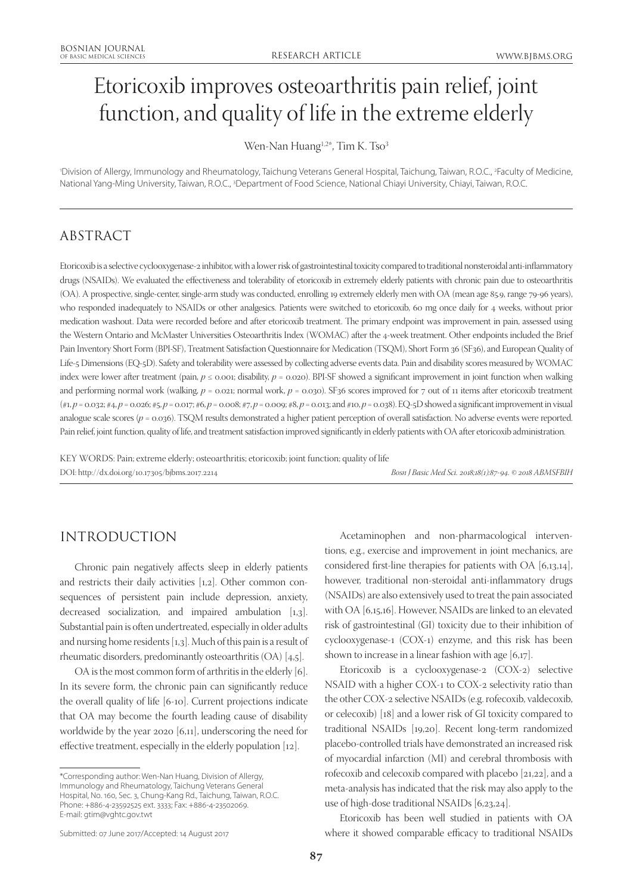# Etoricoxib improves osteoarthritis pain relief, joint function, and quality of life in the extreme elderly

Wen-Nan Huang[1,2*], Tim K. Tso[3]

[1]Division of Allergy, Immunology and Rheumatology, Taichung Veterans General Hospital, Taichung, Taiwan, R.O.C., [2]Faculty of Medicine, National Yang-Ming University, Taiwan, R.O.C., [3]Department of Food Science, National Chiayi University, Chiayi, Taiwan, R.O.C.

## ABSTRACT

Etoricoxib is a selective cyclooxygenase-2 inhibitor, with a lower risk of gastrointestinal toxicity compared to traditional nonsteroidal anti-inflammatory drugs (NSAIDs). We evaluated the effectiveness and tolerability of etoricoxib in extremely elderly patients with chronic pain due to osteoarthritis (OA). A prospective, single-center, single-arm study was conducted, enrolling 19 extremely elderly men with OA (mean age 85.9, range 79-96 years), who responded inadequately to NSAIDs or other analgesics. Patients were switched to etoricoxib, 60 mg once daily for 4 weeks, without prior medication washout. Data were recorded before and after etoricoxib treatment. The primary endpoint was improvement in pain, assessed using the Western Ontario and McMaster Universities Osteoarthritis Index (WOMAC) after the 4-week treatment. Other endpoints included the Brief Pain Inventory Short Form (BPI-SF), Treatment Satisfaction Questionnaire for Medication (TSQM), Short Form 36 (SF36), and European Quality of Life-5 Dimensions (EQ-5D). Safety and tolerability were assessed by collecting adverse events data. Pain and disability scores measured by WOMAC index were lower after treatment (pain, $p \leq 0.001$; disability, $p = 0.020$). BPI-SF showed a significant improvement in joint function when walking and performing normal work (walking, $p = 0.021$; normal work, $p = 0.030$). SF36 scores improved for 7 out of 11 items after etoricoxib treatment (#1, $p = 0.032$; #4, $p = 0.026$; #5, $p = 0.017$; #6, $p = 0.008$; #7, $p = 0.009$; #8, $p = 0.013$; and #10, $p = 0.038$). EQ-5D showed a significant improvement in visual analogue scale scores ($p = 0.036$). TSQM results demonstrated a higher patient perception of overall satisfaction. No adverse events were reported. Pain relief, joint function, quality of life, and treatment satisfaction improved significantly in elderly patients with OA after etoricoxib administration.

KEY WORDS: Pain; extreme elderly; osteoarthritis; etoricoxib; joint function; quality of life

DOI: http://dx.doi.org/10.17305/bjbms.2017.2214

*Bosn J Basic Med Sci. 2018;18(1):87-94. © 2018 ABMSFBIH*

## INTRODUCTION

Chronic pain negatively affects sleep in elderly patients and restricts their daily activities [1,2]. Other common consequences of persistent pain include depression, anxiety, decreased socialization, and impaired ambulation [1,3]. Substantial pain is often undertreated, especially in older adults and nursing home residents [1,3]. Much of this pain is a result of rheumatic disorders, predominantly osteoarthritis (OA) [4,5].

OA is the most common form of arthritis in the elderly [6]. In its severe form, the chronic pain can significantly reduce the overall quality of life [6-10]. Current projections indicate that OA may become the fourth leading cause of disability worldwide by the year 2020 [6,11], underscoring the need for effective treatment, especially in the elderly population [12].

Acetaminophen and non-pharmacological interventions, e.g., exercise and improvement in joint mechanics, are considered first-line therapies for patients with OA [6,13,14], however, traditional non-steroidal anti-inflammatory drugs (NSAIDs) are also extensively used to treat the pain associated with OA [6,15,16]. However, NSAIDs are linked to an elevated risk of gastrointestinal (GI) toxicity due to their inhibition of cyclooxygenase-1 (COX-1) enzyme, and this risk has been shown to increase in a linear fashion with age [6,17].

Etoricoxib is a cyclooxygenase-2 (COX-2) selective NSAID with a higher COX-1 to COX-2 selectivity ratio than the other COX-2 selective NSAIDs (e.g. rofecoxib, valdecoxib, or celecoxib) [18] and a lower risk of GI toxicity compared to traditional NSAIDs [19,20]. Recent long-term randomized placebo-controlled trials have demonstrated an increased risk of myocardial infarction (MI) and cerebral thrombosis with rofecoxib and celecoxib compared with placebo [21,22], and a meta-analysis has indicated that the risk may also apply to the use of high-dose traditional NSAIDs [6,23,24].

Etoricoxib has been well studied in patients with OA where it showed comparable efficacy to traditional NSAIDs

*Corresponding author: Wen-Nan Huang, Division of Allergy, Immunology and Rheumatology, Taichung Veterans General Hospital, No. 160, Sec. 3, Chung-Kang Rd., Taichung, Taiwan, R.O.C. Phone: +886-4-23592525 ext. 3333; Fax: +886-4-23502069. E-mail: gtim@vghtc.gov.twt

Submitted: 07 June 2017/Accepted: 14 August 2017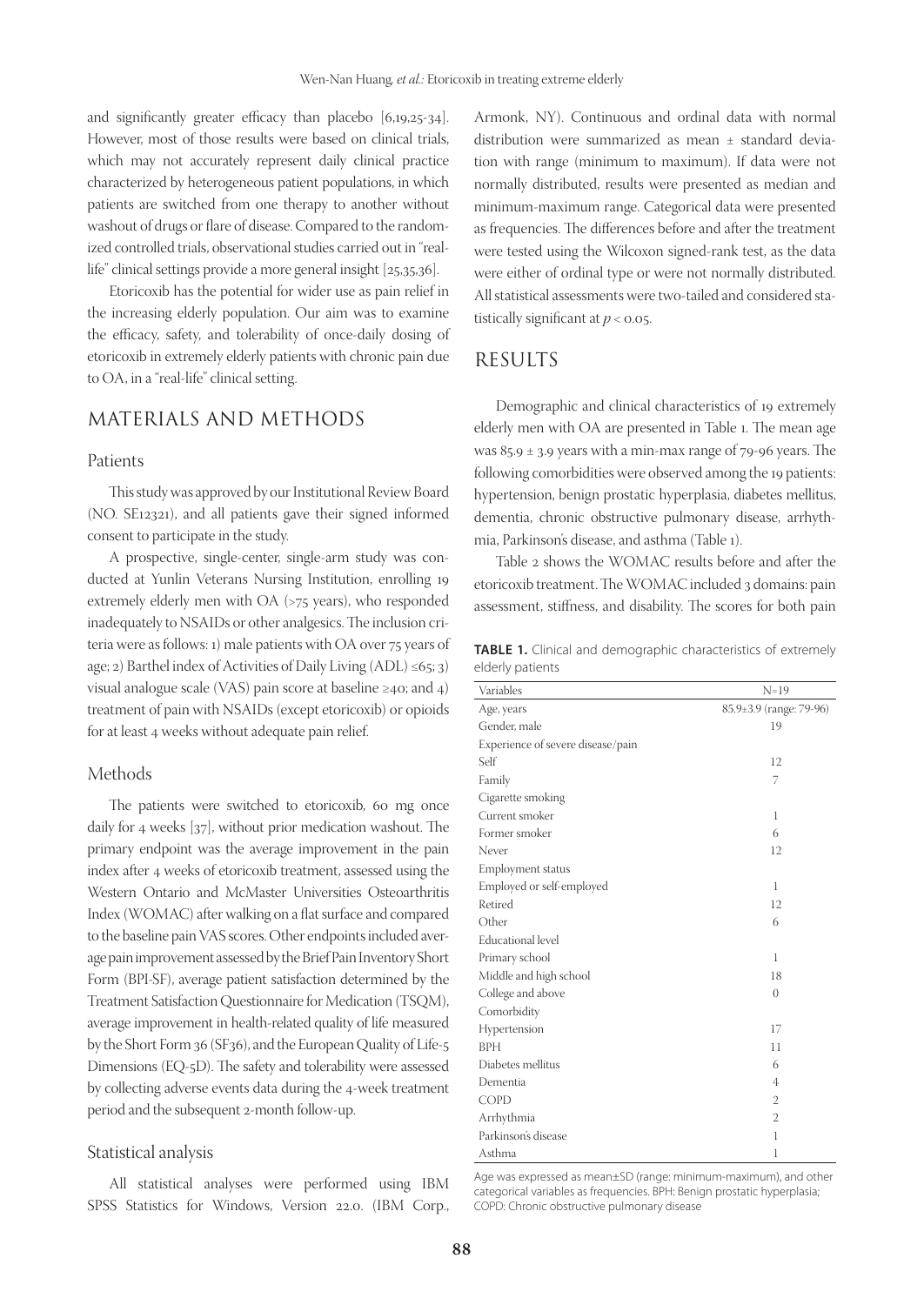and significantly greater efficacy than placebo [6,19,25-34]. However, most of those results were based on clinical trials, which may not accurately represent daily clinical practice characterized by heterogeneous patient populations, in which patients are switched from one therapy to another without washout of drugs or flare of disease. Compared to the randomized controlled trials, observational studies carried out in "real-life" clinical settings provide a more general insight [25,35,36].

Etoricoxib has the potential for wider use as pain relief in the increasing elderly population. Our aim was to examine the efficacy, safety, and tolerability of once-daily dosing of etoricoxib in extremely elderly patients with chronic pain due to OA, in a "real-life" clinical setting.

## MATERIALS AND METHODS

### Patients

This study was approved by our Institutional Review Board (NO. SE12321), and all patients gave their signed informed consent to participate in the study.

A prospective, single-center, single-arm study was conducted at Yunlin Veterans Nursing Institution, enrolling 19 extremely elderly men with OA (>75 years), who responded inadequately to NSAIDs or other analgesics. The inclusion criteria were as follows: 1) male patients with OA over 75 years of age; 2) Barthel index of Activities of Daily Living (ADL) ≤65; 3) visual analogue scale (VAS) pain score at baseline ≥40; and 4) treatment of pain with NSAIDs (except etoricoxib) or opioids for at least 4 weeks without adequate pain relief.

### Methods

The patients were switched to etoricoxib, 60 mg once daily for 4 weeks [37], without prior medication washout. The primary endpoint was the average improvement in the pain index after 4 weeks of etoricoxib treatment, assessed using the Western Ontario and McMaster Universities Osteoarthritis Index (WOMAC) after walking on a flat surface and compared to the baseline pain VAS scores. Other endpoints included average pain improvement assessed by the Brief Pain Inventory Short Form (BPI-SF), average patient satisfaction determined by the Treatment Satisfaction Questionnaire for Medication (TSQM), average improvement in health-related quality of life measured by the Short Form 36 (SF36), and the European Quality of Life-5 Dimensions (EQ-5D). The safety and tolerability were assessed by collecting adverse events data during the 4-week treatment period and the subsequent 2-month follow-up.

### Statistical analysis

All statistical analyses were performed using IBM SPSS Statistics for Windows, Version 22.0. (IBM Corp., Armonk, NY). Continuous and ordinal data with normal distribution were summarized as mean ± standard deviation with range (minimum to maximum). If data were not normally distributed, results were presented as median and minimum-maximum range. Categorical data were presented as frequencies. The differences before and after the treatment were tested using the Wilcoxon signed-rank test, as the data were either of ordinal type or were not normally distributed. All statistical assessments were two-tailed and considered statistically significant at $p < 0.05$.

## RESULTS

Demographic and clinical characteristics of 19 extremely elderly men with OA are presented in Table 1. The mean age was 85.9 ± 3.9 years with a min-max range of 79-96 years. The following comorbidities were observed among the 19 patients: hypertension, benign prostatic hyperplasia, diabetes mellitus, dementia, chronic obstructive pulmonary disease, arrhythmia, Parkinson's disease, and asthma (Table 1).

Table 2 shows the WOMAC results before and after the etoricoxib treatment. The WOMAC included 3 domains: pain assessment, stiffness, and disability. The scores for both pain

**TABLE 1.** Clinical and demographic characteristics of extremely elderly patients

| Variables | N=19 |
|---|---|
| Age, years | 85.9±3.9 (range: 79-96) |
| Gender, male | 19 |
| Experience of severe disease/pain | |
| Self | 12 |
| Family | 7 |
| Cigarette smoking | |
| Current smoker | 1 |
| Former smoker | 6 |
| Never | 12 |
| Employment status | |
| Employed or self-employed | 1 |
| Retired | 12 |
| Other | 6 |
| Educational level | |
| Primary school | 1 |
| Middle and high school | 18 |
| College and above | 0 |
| Comorbidity | |
| Hypertension | 17 |
| BPH | 11 |
| Diabetes mellitus | 6 |
| Dementia | 4 |
| COPD | 2 |
| Arrhythmia | 2 |
| Parkinson's disease | 1 |
| Asthma | 1 |

Age was expressed as mean±SD (range: minimum-maximum), and other categorical variables as frequencies. BPH: Benign prostatic hyperplasia; COPD: Chronic obstructive pulmonary disease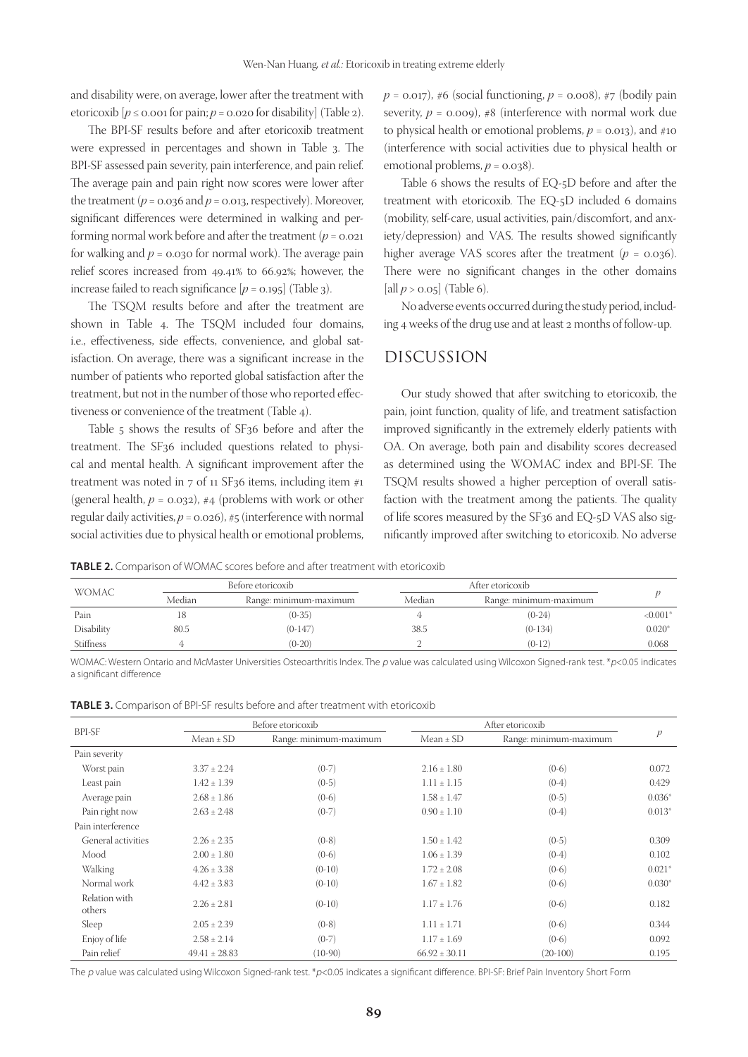and disability were, on average, lower after the treatment with etoricoxib [$p \leq 0.001$ for pain; $p = 0.020$ for disability] (Table 2).

The BPI-SF results before and after etoricoxib treatment were expressed in percentages and shown in Table 3. The BPI-SF assessed pain severity, pain interference, and pain relief. The average pain and pain right now scores were lower after the treatment ($p = 0.036$ and $p = 0.013$, respectively). Moreover, significant differences were determined in walking and performing normal work before and after the treatment ($p = 0.021$ for walking and $p = 0.030$ for normal work). The average pain relief scores increased from 49.41% to 66.92%; however, the increase failed to reach significance [$p = 0.195$] (Table 3).

The TSQM results before and after the treatment are shown in Table 4. The TSQM included four domains, i.e., effectiveness, side effects, convenience, and global satisfaction. On average, there was a significant increase in the number of patients who reported global satisfaction after the treatment, but not in the number of those who reported effectiveness or convenience of the treatment (Table 4).

Table 5 shows the results of SF36 before and after the treatment. The SF36 included questions related to physical and mental health. A significant improvement after the treatment was noted in 7 of 11 SF36 items, including item #1 (general health, $p = 0.032$), #4 (problems with work or other regular daily activities, $p = 0.026$), #5 (interference with normal social activities due to physical health or emotional problems, $p = 0.017$), #6 (social functioning, $p = 0.008$), #7 (bodily pain severity, $p = 0.009$), #8 (interference with normal work due to physical health or emotional problems, $p = 0.013$), and #10 (interference with social activities due to physical health or emotional problems, $p = 0.038$).

Table 6 shows the results of EQ-5D before and after the treatment with etoricoxib. The EQ-5D included 6 domains (mobility, self-care, usual activities, pain/discomfort, and anxiety/depression) and VAS. The results showed significantly higher average VAS scores after the treatment ($p = 0.036$). There were no significant changes in the other domains [all $p > 0.05$] (Table 6).

No adverse events occurred during the study period, including 4 weeks of the drug use and at least 2 months of follow-up.

## DISCUSSION

Our study showed that after switching to etoricoxib, the pain, joint function, quality of life, and treatment satisfaction improved significantly in the extremely elderly patients with OA. On average, both pain and disability scores decreased as determined using the WOMAC index and BPI-SF. The TSQM results showed a higher perception of overall satisfaction with the treatment among the patients. The quality of life scores measured by the SF36 and EQ-5D VAS also significantly improved after switching to etoricoxib. No adverse

**TABLE 2.** Comparison of WOMAC scores before and after treatment with etoricoxib

| WOMAC | Before etoricoxib | | After etoricoxib | | $p$ |
|---|---|---|---|---|---|
| | Median | Range: minimum-maximum | Median | Range: minimum-maximum | |
| Pain | 18 | (0-35) | 4 | (0-24) | <0.001* |
| Disability | 80.5 | (0-147) | 38.5 | (0-134) | 0.020* |
| Stiffness | 4 | (0-20) | 2 | (0-12) | 0.068 |

WOMAC: Western Ontario and McMaster Universities Osteoarthritis Index. The $p$ value was calculated using Wilcoxon Signed-rank test. *$p<0.05$ indicates a significant difference

**TABLE 3.** Comparison of BPI-SF results before and after treatment with etoricoxib

| BPI-SF | Before etoricoxib | | After etoricoxib | | $p$ |
|---|---|---|---|---|---|
| | Mean ± SD | Range: minimum-maximum | Mean ± SD | Range: minimum-maximum | |
| Pain severity | | | | | |
| Worst pain | 3.37 ± 2.24 | (0-7) | 2.16 ± 1.80 | (0-6) | 0.072 |
| Least pain | 1.42 ± 1.39 | (0-5) | 1.11 ± 1.15 | (0-4) | 0.429 |
| Average pain | 2.68 ± 1.86 | (0-6) | 1.58 ± 1.47 | (0-5) | 0.036* |
| Pain right now | 2.63 ± 2.48 | (0-7) | 0.90 ± 1.10 | (0-4) | 0.013* |
| Pain interference | | | | | |
| General activities | 2.26 ± 2.35 | (0-8) | 1.50 ± 1.42 | (0-5) | 0.309 |
| Mood | 2.00 ± 1.80 | (0-6) | 1.06 ± 1.39 | (0-4) | 0.102 |
| Walking | 4.26 ± 3.38 | (0-10) | 1.72 ± 2.08 | (0-6) | 0.021* |
| Normal work | 4.42 ± 3.83 | (0-10) | 1.67 ± 1.82 | (0-6) | 0.030* |
| Relation with others | 2.26 ± 2.81 | (0-10) | 1.17 ± 1.76 | (0-6) | 0.182 |
| Sleep | 2.05 ± 2.39 | (0-8) | 1.11 ± 1.71 | (0-6) | 0.344 |
| Enjoy of life | 2.58 ± 2.14 | (0-7) | 1.17 ± 1.69 | (0-6) | 0.092 |
| Pain relief | 49.41 ± 28.83 | (10-90) | 66.92 ± 30.11 | (20-100) | 0.195 |

The $p$ value was calculated using Wilcoxon Signed-rank test. *$p<0.05$ indicates a significant difference. BPI-SF: Brief Pain Inventory Short Form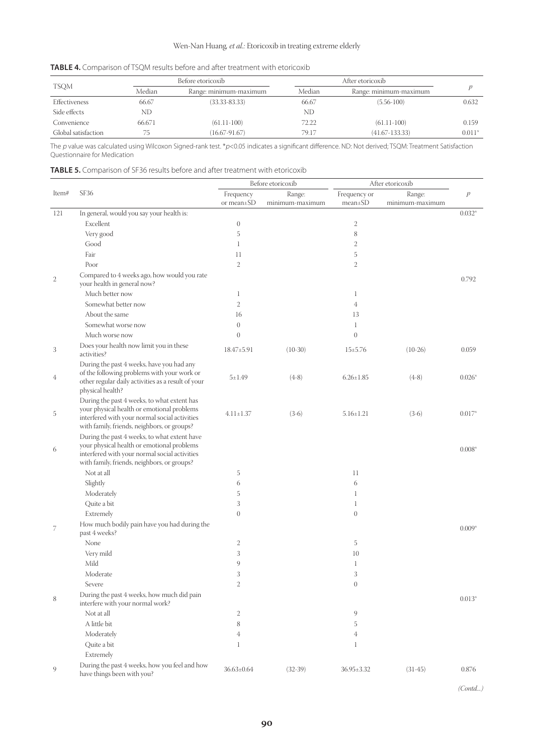**TABLE 4.** Comparison of TSQM results before and after treatment with etoricoxib

| TSQM | Before etoricoxib | | After etoricoxib | | *p* |
|---|---|---|---|---|---|
| | Median | Range: minimum-maximum | Median | Range: minimum-maximum | |
| Effectiveness | 66.67 | (33.33-83.33) | 66.67 | (5.56-100) | 0.632 |
| Side effects | ND | | ND | | |
| Convenience | 66.671 | (61.11-100) | 72.22 | (61.11-100) | 0.159 |
| Global satisfaction | 75 | (16.67-91.67) | 79.17 | (41.67-133.33) | 0.011* |

The *p* value was calculated using Wilcoxon Signed-rank test. *$p<0.05$ indicates a significant difference. ND: Not derived; TSQM: Treatment Satisfaction Questionnaire for Medication

**TABLE 5.** Comparison of SF36 results before and after treatment with etoricoxib

| Item# | SF36 | Before etoricoxib | | After etoricoxib | | *p* |
|---|---|---|---|---|---|---|
| | | Frequency or mean±SD | Range: minimum-maximum | Frequency or mean±SD | Range: minimum-maximum | |
| 121 | In general, would you say your health is: | | | | | 0.032* |
| | Excellent | 0 | | 2 | | |
| | Very good | 5 | | 8 | | |
| | Good | 1 | | 2 | | |
| | Fair | 11 | | 5 | | |
| | Poor | 2 | | 2 | | |
| 2 | Compared to 4 weeks ago, how would you rate your health in general now? | | | | | 0.792 |
| | Much better now | 1 | | 1 | | |
| | Somewhat better now | 2 | | 4 | | |
| | About the same | 16 | | 13 | | |
| | Somewhat worse now | 0 | | 1 | | |
| | Much worse now | 0 | | 0 | | |
| 3 | Does your health now limit you in these activities? | 18.47±5.91 | (10-30) | 15±5.76 | (10-26) | 0.059 |
| 4 | During the past 4 weeks, have you had any of the following problems with your work or other regular daily activities as a result of your physical health? | 5±1.49 | (4-8) | 6.26±1.85 | (4-8) | 0.026* |
| 5 | During the past 4 weeks, to what extent has your physical health or emotional problems interfered with your normal social activities with family, friends, neighbors, or groups? | 4.11±1.37 | (3-6) | 5.16±1.21 | (3-6) | 0.017* |
| 6 | During the past 4 weeks, to what extent have your physical health or emotional problems interfered with your normal social activities with family, friends, neighbors, or groups? | | | | | 0.008* |
| | Not at all | 5 | | 11 | | |
| | Slightly | 6 | | 6 | | |
| | Moderately | 5 | | 1 | | |
| | Quite a bit | 3 | | 1 | | |
| | Extremely | 0 | | 0 | | |
| 7 | How much bodily pain have you had during the past 4 weeks? | | | | | 0.009* |
| | None | 2 | | 5 | | |
| | Very mild | 3 | | 10 | | |
| | Mild | 9 | | 1 | | |
| | Moderate | 3 | | 3 | | |
| | Severe | 2 | | 0 | | |
| 8 | During the past 4 weeks, how much did pain interfere with your normal work? | | | | | 0.013* |
| | Not at all | 2 | | 9 | | |
| | A little bit | 8 | | 5 | | |
| | Moderately | 4 | | 4 | | |
| | Quite a bit | 1 | | 1 | | |
| | Extremely | | | | | |
| 9 | During the past 4 weeks, how you feel and how have things been with you? | 36.63±0.64 | (32-39) | 36.95±3.32 | (31-45) | 0.876 |

*(Contd...)*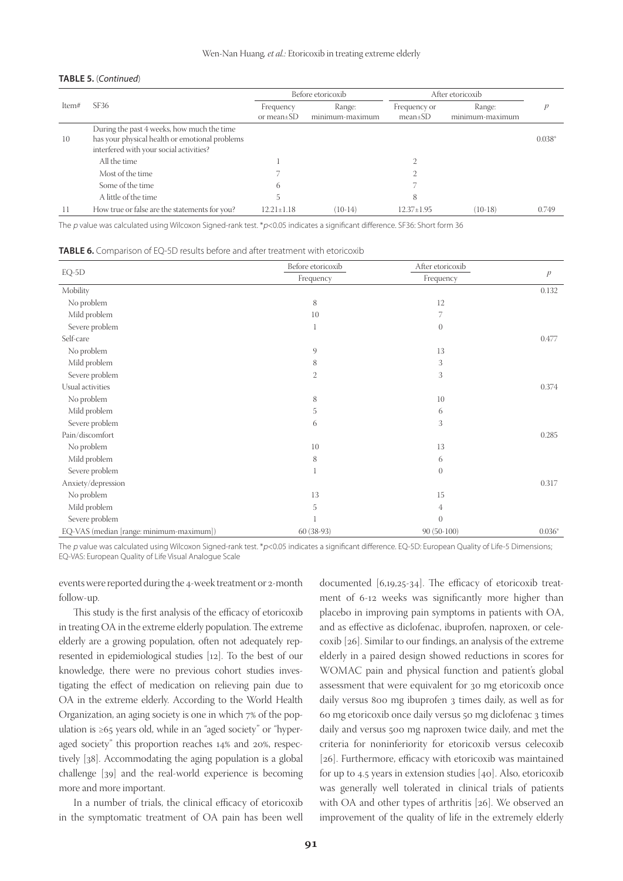**TABLE 5.** (*Continued*)

| Item# | SF36 | Before etoricoxib | | After etoricoxib | | *p* |
|---|---|---|---|---|---|---|
| | | Frequency or mean±SD | Range: minimum-maximum | Frequency or mean±SD | Range: minimum-maximum | |
| 10 | During the past 4 weeks, how much the time has your physical health or emotional problems interfered with your social activities? | | | | | 0.038* |
| | All the time | 1 | | 2 | | |
| | Most of the time | 7 | | 2 | | |
| | Some of the time | 6 | | 7 | | |
| | A little of the time | 5 | | 8 | | |
| 11 | How true or false are the statements for you? | 12.21±1.18 | (10-14) | 12.37±1.95 | (10-18) | 0.749 |

The *p* value was calculated using Wilcoxon Signed-rank test. *$p<0.05$ indicates a significant difference. SF36: Short form 36

**TABLE 6.** Comparison of EQ-5D results before and after treatment with etoricoxib

| EQ-5D | Before etoricoxib | After etoricoxib | *p* |
|---|---|---|---|
| | Frequency | Frequency | |
| Mobility | | | 0.132 |
| No problem | 8 | 12 | |
| Mild problem | 10 | 7 | |
| Severe problem | 1 | 0 | |
| Self-care | | | 0.477 |
| No problem | 9 | 13 | |
| Mild problem | 8 | 3 | |
| Severe problem | 2 | 3 | |
| Usual activities | | | 0.374 |
| No problem | 8 | 10 | |
| Mild problem | 5 | 6 | |
| Severe problem | 6 | 3 | |
| Pain/discomfort | | | 0.285 |
| No problem | 10 | 13 | |
| Mild problem | 8 | 6 | |
| Severe problem | 1 | 0 | |
| Anxiety/depression | | | 0.317 |
| No problem | 13 | 15 | |
| Mild problem | 5 | 4 | |
| Severe problem | 1 | 0 | |
| EQ-VAS (median [range: minimum-maximum]) | 60 (38-93) | 90 (50-100) | 0.036* |

The *p* value was calculated using Wilcoxon Signed-rank test. *$p<0.05$ indicates a significant difference. EQ-5D: European Quality of Life-5 Dimensions; EQ-VAS: European Quality of Life Visual Analogue Scale

events were reported during the 4-week treatment or 2-month follow-up.

This study is the first analysis of the efficacy of etoricoxib in treating OA in the extreme elderly population. The extreme elderly are a growing population, often not adequately represented in epidemiological studies [12]. To the best of our knowledge, there were no previous cohort studies investigating the effect of medication on relieving pain due to OA in the extreme elderly. According to the World Health Organization, an aging society is one in which 7% of the population is ≥65 years old, while in an "aged society" or "hyperaged society" this proportion reaches 14% and 20%, respectively [38]. Accommodating the aging population is a global challenge [39] and the real-world experience is becoming more and more important.

In a number of trials, the clinical efficacy of etoricoxib in the symptomatic treatment of OA pain has been well documented [6,19,25-34]. The efficacy of etoricoxib treatment of 6-12 weeks was significantly more higher than placebo in improving pain symptoms in patients with OA, and as effective as diclofenac, ibuprofen, naproxen, or celecoxib [26]. Similar to our findings, an analysis of the extreme elderly in a paired design showed reductions in scores for WOMAC pain and physical function and patient's global assessment that were equivalent for 30 mg etoricoxib once daily versus 800 mg ibuprofen 3 times daily, as well as for 60 mg etoricoxib once daily versus 50 mg diclofenac 3 times daily and versus 500 mg naproxen twice daily, and met the criteria for noninferiority for etoricoxib versus celecoxib [26]. Furthermore, efficacy with etoricoxib was maintained for up to 4.5 years in extension studies [40]. Also, etoricoxib was generally well tolerated in clinical trials of patients with OA and other types of arthritis [26]. We observed an improvement of the quality of life in the extremely elderly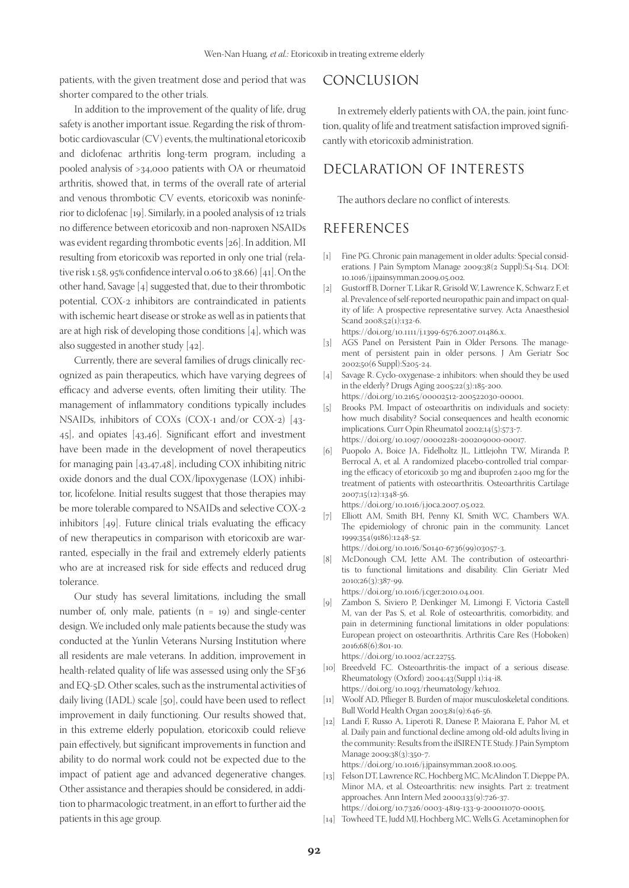patients, with the given treatment dose and period that was shorter compared to the other trials.

In addition to the improvement of the quality of life, drug safety is another important issue. Regarding the risk of thrombotic cardiovascular (CV) events, the multinational etoricoxib and diclofenac arthritis long-term program, including a pooled analysis of >34,000 patients with OA or rheumatoid arthritis, showed that, in terms of the overall rate of arterial and venous thrombotic CV events, etoricoxib was noninferior to diclofenac [19]. Similarly, in a pooled analysis of 12 trials no difference between etoricoxib and non-naproxen NSAIDs was evident regarding thrombotic events [26]. In addition, MI resulting from etoricoxib was reported in only one trial (relative risk 1.58, 95% confidence interval 0.06 to 38.66) [41]. On the other hand, Savage [4] suggested that, due to their thrombotic potential, COX-2 inhibitors are contraindicated in patients with ischemic heart disease or stroke as well as in patients that are at high risk of developing those conditions [4], which was also suggested in another study [42].

Currently, there are several families of drugs clinically recognized as pain therapeutics, which have varying degrees of efficacy and adverse events, often limiting their utility. The management of inflammatory conditions typically includes NSAIDs, inhibitors of COXs (COX-1 and/or COX-2) [43-45], and opiates [43,46]. Significant effort and investment have been made in the development of novel therapeutics for managing pain [43,47,48], including COX inhibiting nitric oxide donors and the dual COX/lipoxygenase (LOX) inhibitor, licofelone. Initial results suggest that those therapies may be more tolerable compared to NSAIDs and selective COX-2 inhibitors [49]. Future clinical trials evaluating the efficacy of new therapeutics in comparison with etoricoxib are warranted, especially in the frail and extremely elderly patients who are at increased risk for side effects and reduced drug tolerance.

Our study has several limitations, including the small number of, only male, patients (n = 19) and single-center design. We included only male patients because the study was conducted at the Yunlin Veterans Nursing Institution where all residents are male veterans. In addition, improvement in health-related quality of life was assessed using only the SF36 and EQ-5D. Other scales, such as the instrumental activities of daily living (IADL) scale [50], could have been used to reflect improvement in daily functioning. Our results showed that, in this extreme elderly population, etoricoxib could relieve pain effectively, but significant improvements in function and ability to do normal work could not be expected due to the impact of patient age and advanced degenerative changes. Other assistance and therapies should be considered, in addition to pharmacologic treatment, in an effort to further aid the patients in this age group.

## CONCLUSION

In extremely elderly patients with OA, the pain, joint function, quality of life and treatment satisfaction improved significantly with etoricoxib administration.

## DECLARATION OF INTERESTS

The authors declare no conflict of interests.

## REFERENCES

[1] Fine PG. Chronic pain management in older adults: Special considerations. J Pain Symptom Manage 2009;38(2 Suppl):S4-S14. DOI: 10.1016/j.jpainsymman.2009.05.002.

[2] Gustorff B, Dorner T, Likar R, Grisold W, Lawrence K, Schwarz F, et al. Prevalence of self-reported neuropathic pain and impact on quality of life: A prospective representative survey. Acta Anaesthesiol Scand 2008;52(1):132-6. https://doi.org/10.1111/j.1399-6576.2007.01486.x.

[3] AGS Panel on Persistent Pain in Older Persons. The management of persistent pain in older persons. J Am Geriatr Soc 2002;50(6 Suppl):S205-24.

[4] Savage R. Cyclo-oxygenase-2 inhibitors: when should they be used in the elderly? Drugs Aging 2005;22(3):185-200. https://doi.org/10.2165/00002512-200522030-00001.

[5] Brooks PM. Impact of osteoarthritis on individuals and society: how much disability? Social consequences and health economic implications. Curr Opin Rheumatol 2002;14(5):573-7. https://doi.org/10.1097/00002281-200209000-00017.

[6] Puopolo A, Boice JA, Fidelholtz JL, Littlejohn TW, Miranda P, Berrocal A, et al. A randomized placebo-controlled trial comparing the efficacy of etoricoxib 30 mg and ibuprofen 2400 mg for the treatment of patients with osteoarthritis. Osteoarthritis Cartilage 2007;15(12):1348-56. https://doi.org/10.1016/j.joca.2007.05.022.

[7] Elliott AM, Smith BH, Penny KI, Smith WC, Chambers WA. The epidemiology of chronic pain in the community. Lancet 1999;354(9186):1248-52. https://doi.org/10.1016/S0140-6736(99)03057-3.

[8] McDonough CM, Jette AM. The contribution of osteoarthritis to functional limitations and disability. Clin Geriatr Med 2010;26(3):387-99. https://doi.org/10.1016/j.cger.2010.04.001.

[9] Zambon S, Siviero P, Denkinger M, Limongi F, Victoria Castell M, van der Pas S, et al. Role of osteoarthritis, comorbidity, and pain in determining functional limitations in older populations: European project on osteoarthritis. Arthritis Care Res (Hoboken) 2016;68(6):801-10. https://doi.org/10.1002/acr.22755.

[10] Breedveld FC. Osteoarthritis-the impact of a serious disease. Rheumatology (Oxford) 2004;43(Suppl 1):i4-i8. https://doi.org/10.1093/rheumatology/keh102.

[11] Woolf AD, Pflieger B. Burden of major musculoskeletal conditions. Bull World Health Organ 2003;81(9):646-56.

[12] Landi F, Russo A, Liperoti R, Danese P, Maiorana E, Pahor M, et al. Daily pain and functional decline among old-old adults living in the community: Results from the ilSIRENTE Study. J Pain Symptom Manage 2009;38(3):350-7. https://doi.org/10.1016/j.jpainsymman.2008.10.005.

[13] Felson DT, Lawrence RC, Hochberg MC, McAlindon T, Dieppe PA, Minor MA, et al. Osteoarthritis: new insights. Part 2: treatment approaches. Ann Intern Med 2000;133(9):726-37. https://doi.org/10.7326/0003-4819-133-9-200011070-00015.

[14] Towheed TE, Judd MJ, Hochberg MC, Wells G. Acetaminophen for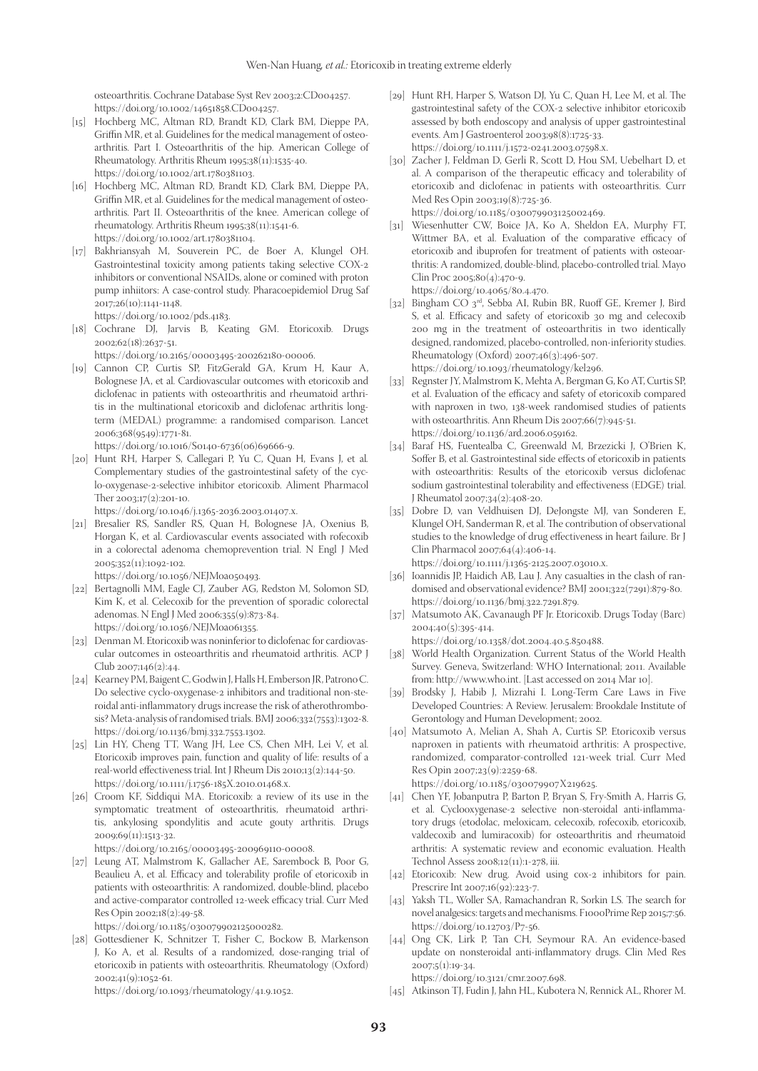osteoarthritis. Cochrane Database Syst Rev 2003;2:CD004257. https://doi.org/10.1002/14651858.CD004257.

[15] Hochberg MC, Altman RD, Brandt KD, Clark BM, Dieppe PA, Griffin MR, et al. Guidelines for the medical management of osteoarthritis. Part I. Osteoarthritis of the hip. American College of Rheumatology. Arthritis Rheum 1995;38(11):1535-40. https://doi.org/10.1002/art.1780381103.

[16] Hochberg MC, Altman RD, Brandt KD, Clark BM, Dieppe PA, Griffin MR, et al. Guidelines for the medical management of osteoarthritis. Part II. Osteoarthritis of the knee. American college of rheumatology. Arthritis Rheum 1995;38(11):1541-6. https://doi.org/10.1002/art.1780381104.

[17] Bakhriansyah M, Souverein PC, de Boer A, Klungel OH. Gastrointestinal toxicity among patients taking selective COX-2 inhibitors or conventional NSAIDs, alone or comined with proton pump inhiitors: A case-control study. Pharacoepidemiol Drug Saf 2017;26(10):1141-1148. https://doi.org/10.1002/pds.4183.

[18] Cochrane DJ, Jarvis B, Keating GM. Etoricoxib. Drugs 2002;62(18):2637-51. https://doi.org/10.2165/00003495-200262180-00006.

[19] Cannon CP, Curtis SP, FitzGerald GA, Krum H, Kaur A, Bolognese JA, et al. Cardiovascular outcomes with etoricoxib and diclofenac in patients with osteoarthritis and rheumatoid arthritis in the multinational etoricoxib and diclofenac arthritis long-term (MEDAL) programme: a randomised comparison. Lancet 2006;368(9549):1771-81. https://doi.org/10.1016/S0140-6736(06)69666-9.

[20] Hunt RH, Harper S, Callegari P, Yu C, Quan H, Evans J, et al. Complementary studies of the gastrointestinal safety of the cyclo-oxygenase-2-selective inhibitor etoricoxib. Aliment Pharmacol Ther 2003;17(2):201-10. https://doi.org/10.1046/j.1365-2036.2003.01407.x.

[21] Bresalier RS, Sandler RS, Quan H, Bolognese JA, Oxenius B, Horgan K, et al. Cardiovascular events associated with rofecoxib in a colorectal adenoma chemoprevention trial. N Engl J Med 2005;352(11):1092-102. https://doi.org/10.1056/NEJMoa050493.

[22] Bertagnolli MM, Eagle CJ, Zauber AG, Redston M, Solomon SD, Kim K, et al. Celecoxib for the prevention of sporadic colorectal adenomas. N Engl J Med 2006;355(9):873-84. https://doi.org/10.1056/NEJMoa061355.

[23] Denman M. Etoricoxib was noninferior to diclofenac for cardiovascular outcomes in osteoarthritis and rheumatoid arthritis. ACP J Club 2007;146(2):44.

[24] Kearney PM, Baigent C, Godwin J, Halls H, Emberson JR, Patrono C. Do selective cyclo-oxygenase-2 inhibitors and traditional non-steroidal anti-inflammatory drugs increase the risk of atherothrombosis? Meta-analysis of randomised trials. BMJ 2006;332(7553):1302-8. https://doi.org/10.1136/bmj.332.7553.1302.

[25] Lin HY, Cheng TT, Wang JH, Lee CS, Chen MH, Lei V, et al. Etoricoxib improves pain, function and quality of life: results of a real-world effectiveness trial. Int J Rheum Dis 2010;13(2):144-50. https://doi.org/10.1111/j.1756-185X.2010.01468.x.

[26] Croom KF, Siddiqui MA. Etoricoxib: a review of its use in the symptomatic treatment of osteoarthritis, rheumatoid arthritis, ankylosing spondylitis and acute gouty arthritis. Drugs 2009;69(11):1513-32. https://doi.org/10.2165/00003495-200969110-00008.

[27] Leung AT, Malmstrom K, Gallacher AE, Sarembock B, Poor G, Beaulieu A, et al. Efficacy and tolerability profile of etoricoxib in patients with osteoarthritis: A randomized, double-blind, placebo and active-comparator controlled 12-week efficacy trial. Curr Med Res Opin 2002;18(2):49-58. https://doi.org/10.1185/030079902125000282.

[28] Gottesdiener K, Schnitzer T, Fisher C, Bockow B, Markenson J, Ko A, et al. Results of a randomized, dose-ranging trial of etoricoxib in patients with osteoarthritis. Rheumatology (Oxford) 2002;41(9):1052-61. https://doi.org/10.1093/rheumatology/41.9.1052.

[29] Hunt RH, Harper S, Watson DJ, Yu C, Quan H, Lee M, et al. The gastrointestinal safety of the COX-2 selective inhibitor etoricoxib assessed by both endoscopy and analysis of upper gastrointestinal events. Am J Gastroenterol 2003;98(8):1725-33. https://doi.org/10.1111/j.1572-0241.2003.07598.x.

[30] Zacher J, Feldman D, Gerli R, Scott D, Hou SM, Uebelhart D, et al. A comparison of the therapeutic efficacy and tolerability of etoricoxib and diclofenac in patients with osteoarthritis. Curr Med Res Opin 2003;19(8):725-36. https://doi.org/10.1185/030079903125002469.

[31] Wiesenhutter CW, Boice JA, Ko A, Sheldon EA, Murphy FT, Wittmer BA, et al. Evaluation of the comparative efficacy of etoricoxib and ibuprofen for treatment of patients with osteoarthritis: A randomized, double-blind, placebo-controlled trial. Mayo Clin Proc 2005;80(4):470-9. https://doi.org/10.4065/80.4.470.

[32] Bingham CO 3rd, Sebba AI, Rubin BR, Ruoff GE, Kremer J, Bird S, et al. Efficacy and safety of etoricoxib 30 mg and celecoxib 200 mg in the treatment of osteoarthritis in two identically designed, randomized, placebo-controlled, non-inferiority studies. Rheumatology (Oxford) 2007;46(3):496-507. https://doi.org/10.1093/rheumatology/kel296.

[33] Regnster JY, Malmstrom K, Mehta A, Bergman G, Ko AT, Curtis SP, et al. Evaluation of the efficacy and safety of etoricoxib compared with naproxen in two, 138-week randomised studies of patients with osteoarthritis. Ann Rheum Dis 2007;66(7):945-51. https://doi.org/10.1136/ard.2006.059162.

[34] Baraf HS, Fuentealba C, Greenwald M, Brzezicki J, O'Brien K, Soffer B, et al. Gastrointestinal side effects of etoricoxib in patients with osteoarthritis: Results of the etoricoxib versus diclofenac sodium gastrointestinal tolerability and effectiveness (EDGE) trial. J Rheumatol 2007;34(2):408-20.

[35] Dobre D, van Veldhuisen DJ, DeJongste MJ, van Sonderen E, Klungel OH, Sanderman R, et al. The contribution of observational studies to the knowledge of drug effectiveness in heart failure. Br J Clin Pharmacol 2007;64(4):406-14. https://doi.org/10.1111/j.1365-2125.2007.03010.x.

[36] Ioannidis JP, Haidich AB, Lau J. Any casualties in the clash of randomised and observational evidence? BMJ 2001;322(7291):879-80. https://doi.org/10.1136/bmj.322.7291.879.

[37] Matsumoto AK, Cavanaugh PF Jr. Etoricoxib. Drugs Today (Barc) 2004;40(5):395-414. https://doi.org/10.1358/dot.2004.40.5.850488.

[38] World Health Organization. Current Status of the World Health Survey. Geneva, Switzerland: WHO International; 2011. Available from: http://www.who.int. [Last accessed on 2014 Mar 10].

[39] Brodsky J, Habib J, Mizrahi I. Long-Term Care Laws in Five Developed Countries: A Review. Jerusalem: Brookdale Institute of Gerontology and Human Development; 2002.

[40] Matsumoto A, Melian A, Shah A, Curtis SP. Etoricoxib versus naproxen in patients with rheumatoid arthritis: A prospective, randomized, comparator-controlled 121-week trial. Curr Med Res Opin 2007;23(9):2259-68. https://doi.org/10.1185/030079907X219625.

[41] Chen YF, Jobanputra P, Barton P, Bryan S, Fry-Smith A, Harris G, et al. Cyclooxygenase-2 selective non-steroidal anti-inflammatory drugs (etodolac, meloxicam, celecoxib, rofecoxib, etoricoxib, valdecoxib and lumiracoxib) for osteoarthritis and rheumatoid arthritis: A systematic review and economic evaluation. Health Technol Assess 2008;12(11):1-278, iii.

[42] Etoricoxib: New drug. Avoid using cox-2 inhibitors for pain. Prescrire Int 2007;16(92):223-7.

[43] Yaksh TL, Woller SA, Ramachandran R, Sorkin LS. The search for novel analgesics: targets and mechanisms. F1000Prime Rep 2015;7:56. https://doi.org/10.12703/P7-56.

[44] Ong CK, Lirk P, Tan CH, Seymour RA. An evidence-based update on nonsteroidal anti-inflammatory drugs. Clin Med Res 2007;5(1):19-34. https://doi.org/10.3121/cmr.2007.698.

[45] Atkinson TJ, Fudin J, Jahn HL, Kubotera N, Rennick AL, Rhorer M.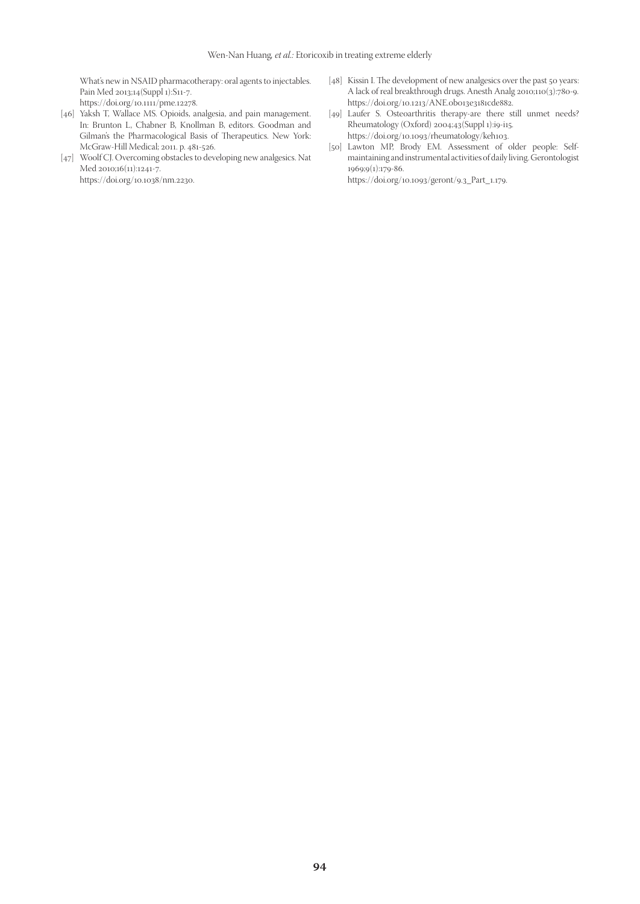What's new in NSAID pharmacotherapy: oral agents to injectables. Pain Med 2013;14(Suppl 1):S11-7.
https://doi.org/10.1111/pme.12278.

[46] Yaksh T, Wallace MS. Opioids, analgesia, and pain management. In: Brunton L, Chabner B, Knollman B, editors. Goodman and Gilman's the Pharmacological Basis of Therapeutics. New York: McGraw-Hill Medical; 2011. p. 481-526.

[47] Woolf CJ. Overcoming obstacles to developing new analgesics. Nat Med 2010;16(11):1241-7.
https://doi.org/10.1038/nm.2230.

[48] Kissin I. The development of new analgesics over the past 50 years: A lack of real breakthrough drugs. Anesth Analg 2010;110(3):780-9.
https://doi.org/10.1213/ANE.0b013e3181cde882.

[49] Laufer S. Osteoarthritis therapy-are there still unmet needs? Rheumatology (Oxford) 2004;43(Suppl 1):i9-i15.
https://doi.org/10.1093/rheumatology/keh103.

[50] Lawton MP, Brody EM. Assessment of older people: Self-maintaining and instrumental activities of daily living. Gerontologist 1969;9(1):179-86.
https://doi.org/10.1093/geront/9.3_Part_1.179.